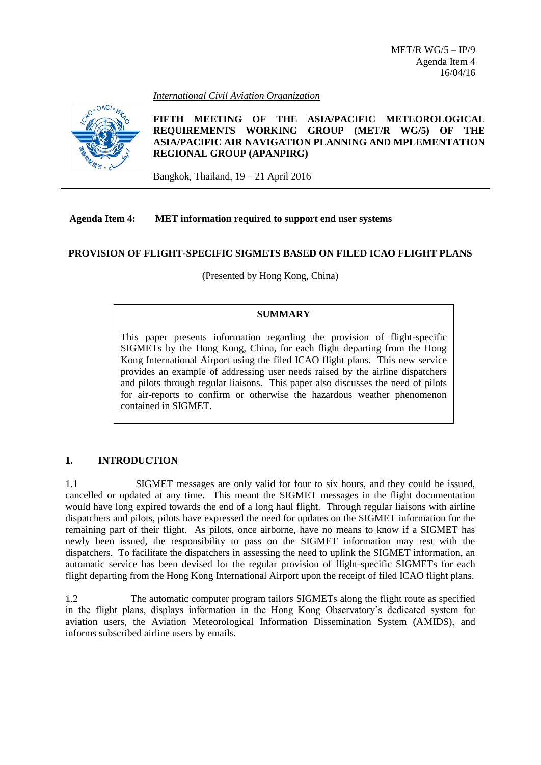MET/R WG/5 – IP/9
Agenda Item 4
16/04/16

*International Civil Aviation Organization*

**FIFTH MEETING OF THE ASIA/PACIFIC METEOROLOGICAL REQUIREMENTS WORKING GROUP (MET/R WG/5) OF THE ASIA/PACIFIC AIR NAVIGATION PLANNING AND MPLEMENTATION REGIONAL GROUP (APANPIRG)**

Bangkok, Thailand, 19 – 21 April 2016

**Agenda Item 4: MET information required to support end user systems**

**PROVISION OF FLIGHT-SPECIFIC SIGMETS BASED ON FILED ICAO FLIGHT PLANS**

(Presented by Hong Kong, China)

| **SUMMARY** |
|---|
| This paper presents information regarding the provision of flight-specific SIGMETs by the Hong Kong, China, for each flight departing from the Hong Kong International Airport using the filed ICAO flight plans. This new service provides an example of addressing user needs raised by the airline dispatchers and pilots through regular liaisons. This paper also discusses the need of pilots for air-reports to confirm or otherwise the hazardous weather phenomenon contained in SIGMET. |

## 1. INTRODUCTION

1.1 SIGMET messages are only valid for four to six hours, and they could be issued, cancelled or updated at any time. This meant the SIGMET messages in the flight documentation would have long expired towards the end of a long haul flight. Through regular liaisons with airline dispatchers and pilots, pilots have expressed the need for updates on the SIGMET information for the remaining part of their flight. As pilots, once airborne, have no means to know if a SIGMET has newly been issued, the responsibility to pass on the SIGMET information may rest with the dispatchers. To facilitate the dispatchers in assessing the need to uplink the SIGMET information, an automatic service has been devised for the regular provision of flight-specific SIGMETs for each flight departing from the Hong Kong International Airport upon the receipt of filed ICAO flight plans.

1.2 The automatic computer program tailors SIGMETs along the flight route as specified in the flight plans, displays information in the Hong Kong Observatory's dedicated system for aviation users, the Aviation Meteorological Information Dissemination System (AMIDS), and informs subscribed airline users by emails.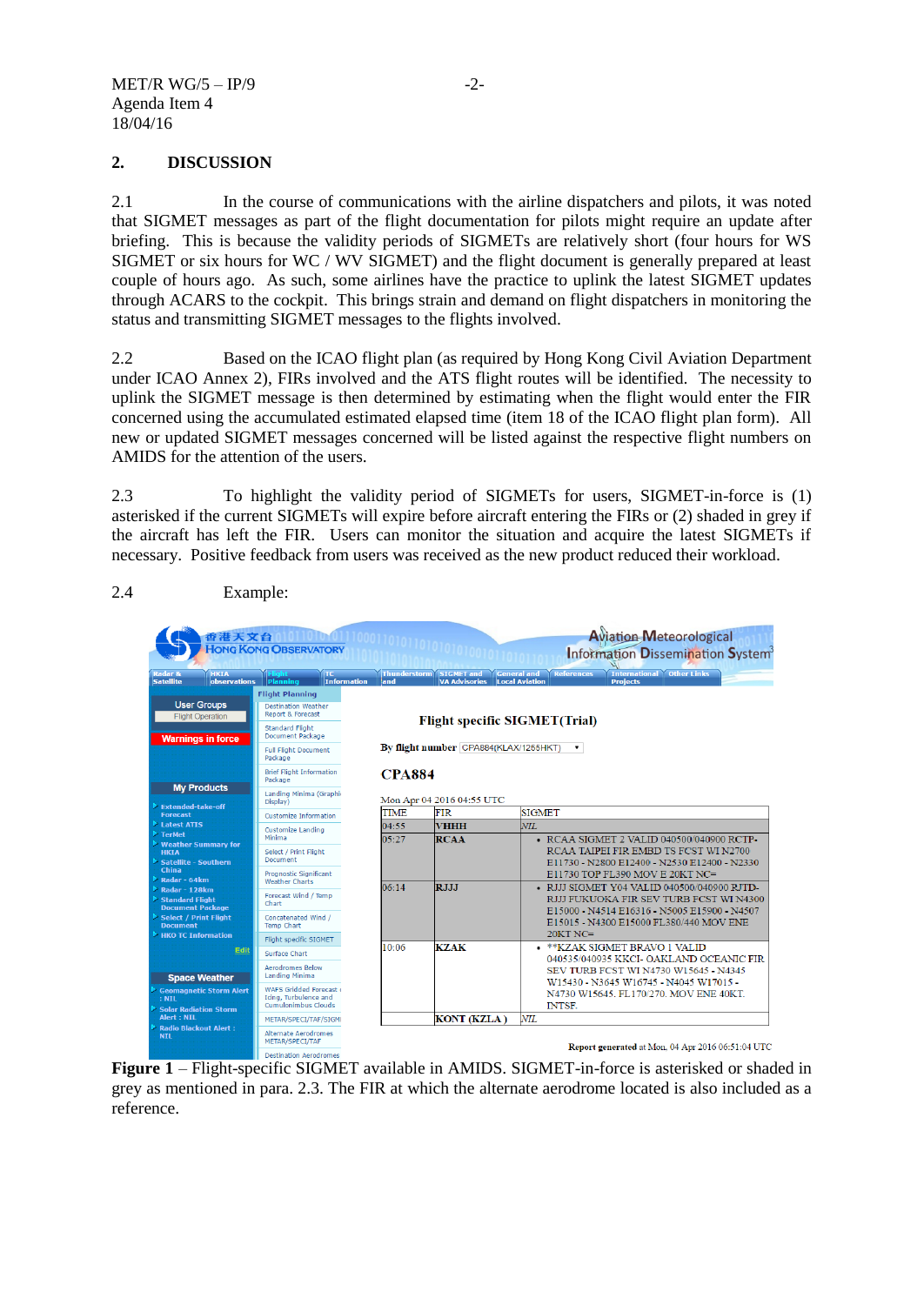## 2. DISCUSSION

2.1 In the course of communications with the airline dispatchers and pilots, it was noted that SIGMET messages as part of the flight documentation for pilots might require an update after briefing. This is because the validity periods of SIGMETs are relatively short (four hours for WS SIGMET or six hours for WC / WV SIGMET) and the flight document is generally prepared at least couple of hours ago. As such, some airlines have the practice to uplink the latest SIGMET updates through ACARS to the cockpit. This brings strain and demand on flight dispatchers in monitoring the status and transmitting SIGMET messages to the flights involved.

2.2 Based on the ICAO flight plan (as required by Hong Kong Civil Aviation Department under ICAO Annex 2), FIRs involved and the ATS flight routes will be identified. The necessity to uplink the SIGMET message is then determined by estimating when the flight would enter the FIR concerned using the accumulated estimated elapsed time (item 18 of the ICAO flight plan form). All new or updated SIGMET messages concerned will be listed against the respective flight numbers on AMIDS for the attention of the users.

2.3 To highlight the validity period of SIGMETs for users, SIGMET-in-force is (1) asterisked if the current SIGMETs will expire before aircraft entering the FIRs or (2) shaded in grey if the aircraft has left the FIR. Users can monitor the situation and acquire the latest SIGMETs if necessary. Positive feedback from users was received as the new product reduced their workload.

2.4 Example:

**Figure 1** – Flight-specific SIGMET available in AMIDS. SIGMET-in-force is asterisked or shaded in grey as mentioned in para. 2.3. The FIR at which the alternate aerodrome located is also included as a reference.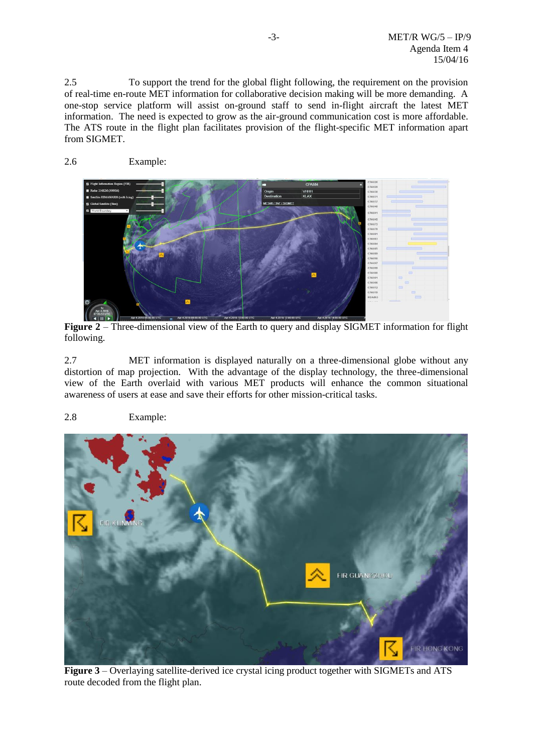2.5 To support the trend for the global flight following, the requirement on the provision of real-time en-route MET information for collaborative decision making will be more demanding. A one-stop service platform will assist on-ground staff to send in-flight aircraft the latest MET information. The need is expected to grow as the air-ground communication cost is more affordable. The ATS route in the flight plan facilitates provision of the flight-specific MET information apart from SIGMET.

2.6 Example:

**Figure 2** – Three-dimensional view of the Earth to query and display SIGMET information for flight following.

2.7 MET information is displayed naturally on a three-dimensional globe without any distortion of map projection. With the advantage of the display technology, the three-dimensional view of the Earth overlaid with various MET products will enhance the common situational awareness of users at ease and save their efforts for other mission-critical tasks.

2.8 Example:

**Figure 3** – Overlaying satellite-derived ice crystal icing product together with SIGMETs and ATS route decoded from the flight plan.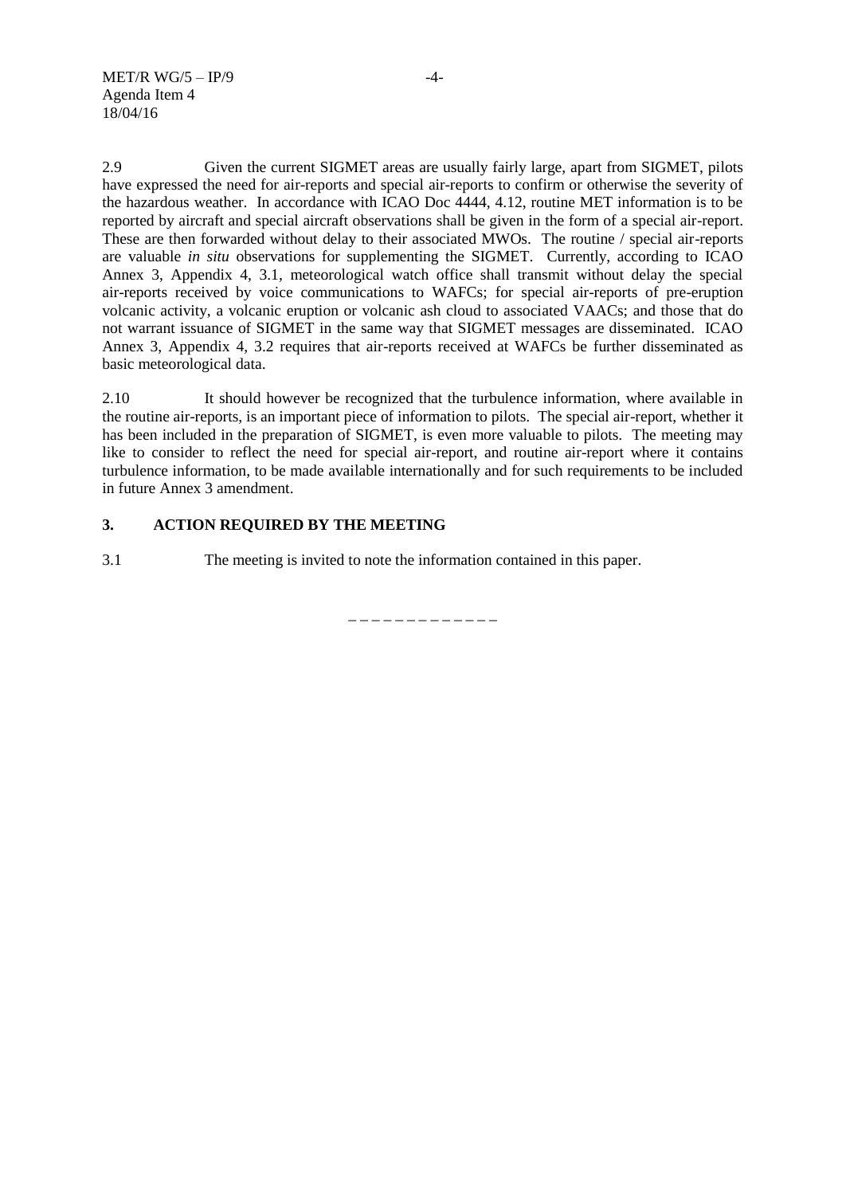2.9 Given the current SIGMET areas are usually fairly large, apart from SIGMET, pilots have expressed the need for air-reports and special air-reports to confirm or otherwise the severity of the hazardous weather. In accordance with ICAO Doc 4444, 4.12, routine MET information is to be reported by aircraft and special aircraft observations shall be given in the form of a special air-report. These are then forwarded without delay to their associated MWOs. The routine / special air-reports are valuable *in situ* observations for supplementing the SIGMET. Currently, according to ICAO Annex 3, Appendix 4, 3.1, meteorological watch office shall transmit without delay the special air-reports received by voice communications to WAFCs; for special air-reports of pre-eruption volcanic activity, a volcanic eruption or volcanic ash cloud to associated VAACs; and those that do not warrant issuance of SIGMET in the same way that SIGMET messages are disseminated. ICAO Annex 3, Appendix 4, 3.2 requires that air-reports received at WAFCs be further disseminated as basic meteorological data.

2.10 It should however be recognized that the turbulence information, where available in the routine air-reports, is an important piece of information to pilots. The special air-report, whether it has been included in the preparation of SIGMET, is even more valuable to pilots. The meeting may like to consider to reflect the need for special air-report, and routine air-report where it contains turbulence information, to be made available internationally and for such requirements to be included in future Annex 3 amendment.

## 3. ACTION REQUIRED BY THE MEETING

3.1 The meeting is invited to note the information contained in this paper.

– – – – – – – – – – – – –